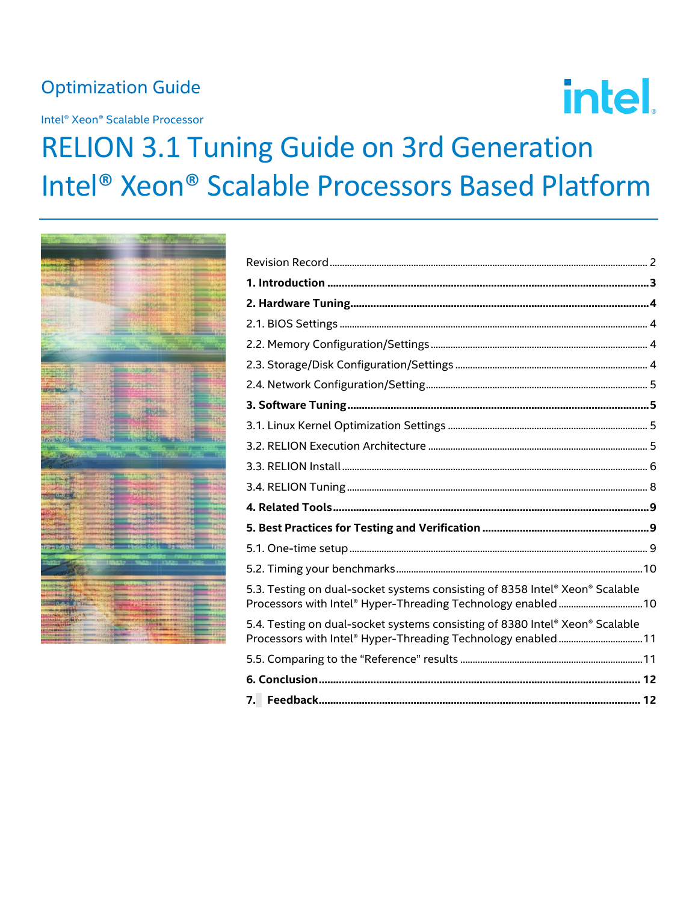Optimization Guide

Intel® Xeon® Scalable Processor

# RELION 3.1 Tuning Guide on 3rd Generation Intel® Xeon® Scalable Processors Based Platform

Revision Record ........ 2

**1. Introduction ........ 3**

**2. Hardware Tuning ........ 4**

2.1. BIOS Settings ........ 4

2.2. Memory Configuration/Settings ........ 4

2.3. Storage/Disk Configuration/Settings ........ 4

2.4. Network Configuration/Setting ........ 5

**3. Software Tuning ........ 5**

3.1. Linux Kernel Optimization Settings ........ 5

3.2. RELION Execution Architecture ........ 5

3.3. RELION Install ........ 6

3.4. RELION Tuning ........ 8

**4. Related Tools ........ 9**

**5. Best Practices for Testing and Verification ........ 9**

5.1. One-time setup ........ 9

5.2. Timing your benchmarks ........ 10

5.3. Testing on dual-socket systems consisting of 8358 Intel® Xeon® Scalable Processors with Intel® Hyper-Threading Technology enabled ........ 10

5.4. Testing on dual-socket systems consisting of 8380 Intel® Xeon® Scalable Processors with Intel® Hyper-Threading Technology enabled ........ 11

5.5. Comparing to the "Reference" results ........ 11

**6. Conclusion ........ 12**

**7. Feedback ........ 12**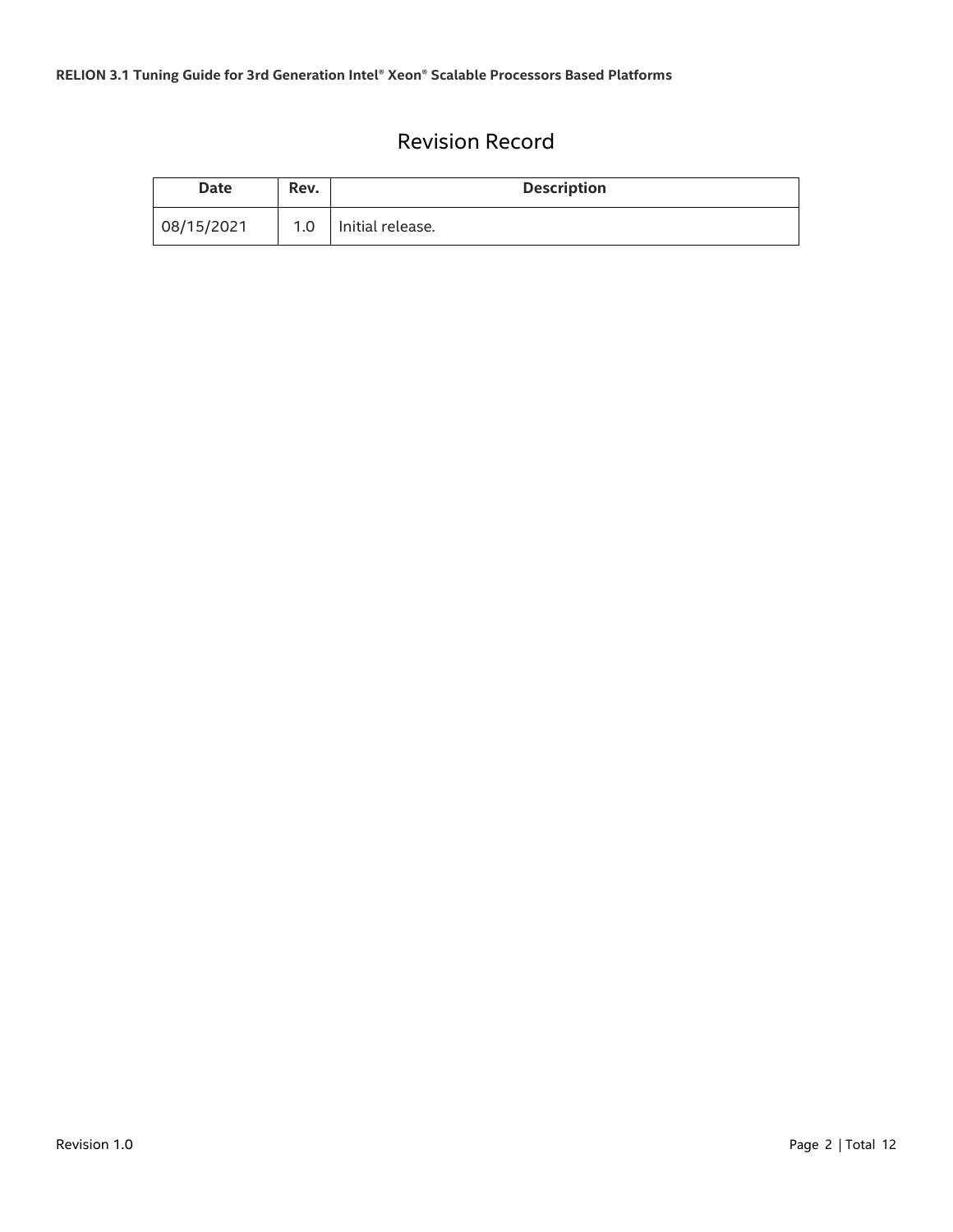# Revision Record

| Date | Rev. | Description |
| --- | --- | --- |
| 08/15/2021 | 1.0 | Initial release. |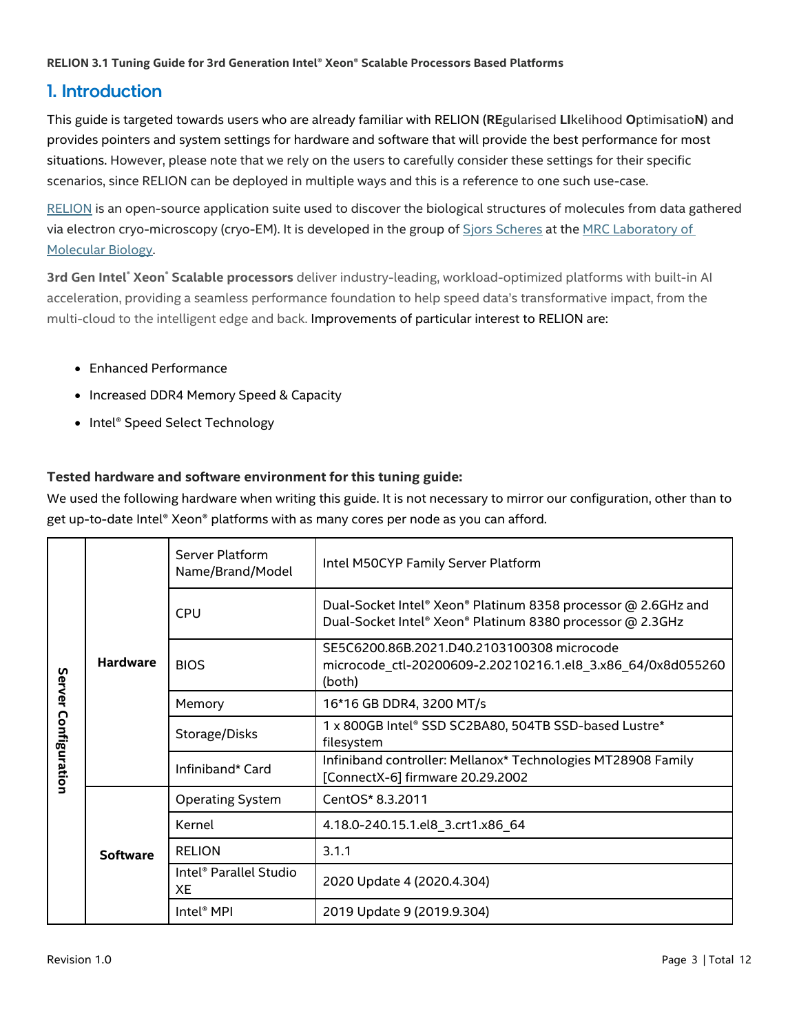## 1. Introduction

This guide is targeted towards users who are already familiar with RELION (**RE**gularised **LI**kelihood **O**ptimisatio**N**) and provides pointers and system settings for hardware and software that will provide the best performance for most situations. However, please note that we rely on the users to carefully consider these settings for their specific scenarios, since RELION can be deployed in multiple ways and this is a reference to one such use-case.

RELION is an open-source application suite used to discover the biological structures of molecules from data gathered via electron cryo-microscopy (cryo-EM). It is developed in the group of Sjors Scheres at the MRC Laboratory of Molecular Biology.

**3rd Gen Intel® Xeon® Scalable processors** deliver industry-leading, workload-optimized platforms with built-in AI acceleration, providing a seamless performance foundation to help speed data's transformative impact, from the multi-cloud to the intelligent edge and back. Improvements of particular interest to RELION are:

- Enhanced Performance
- Increased DDR4 Memory Speed & Capacity
- Intel® Speed Select Technology

**Tested hardware and software environment for this tuning guide:**

We used the following hardware when writing this guide. It is not necessary to mirror our configuration, other than to get up-to-date Intel® Xeon® platforms with as many cores per node as you can afford.

| Server Configuration | | | |
|---|---|---|---|
| | **Hardware** | Server Platform Name/Brand/Model | Intel M50CYP Family Server Platform |
| | | CPU | Dual-Socket Intel® Xeon® Platinum 8358 processor @ 2.6GHz and Dual-Socket Intel® Xeon® Platinum 8380 processor @ 2.3GHz |
| | | BIOS | SE5C6200.86B.2021.D40.2103100308 microcode microcode_ctl-20200609-2.20210216.1.el8_3.x86_64/0x8d055260 (both) |
| | | Memory | 16*16 GB DDR4, 3200 MT/s |
| | | Storage/Disks | 1 x 800GB Intel® SSD SC2BA80, 504TB SSD-based Lustre* filesystem |
| | | Infiniband* Card | Infiniband controller: Mellanox* Technologies MT28908 Family [ConnectX-6] firmware 20.29.2002 |
| | **Software** | Operating System | CentOS* 8.3.2011 |
| | | Kernel | 4.18.0-240.15.1.el8_3.crt1.x86_64 |
| | | RELION | 3.1.1 |
| | | Intel® Parallel Studio XE | 2020 Update 4 (2020.4.304) |
| | | Intel® MPI | 2019 Update 9 (2019.9.304) |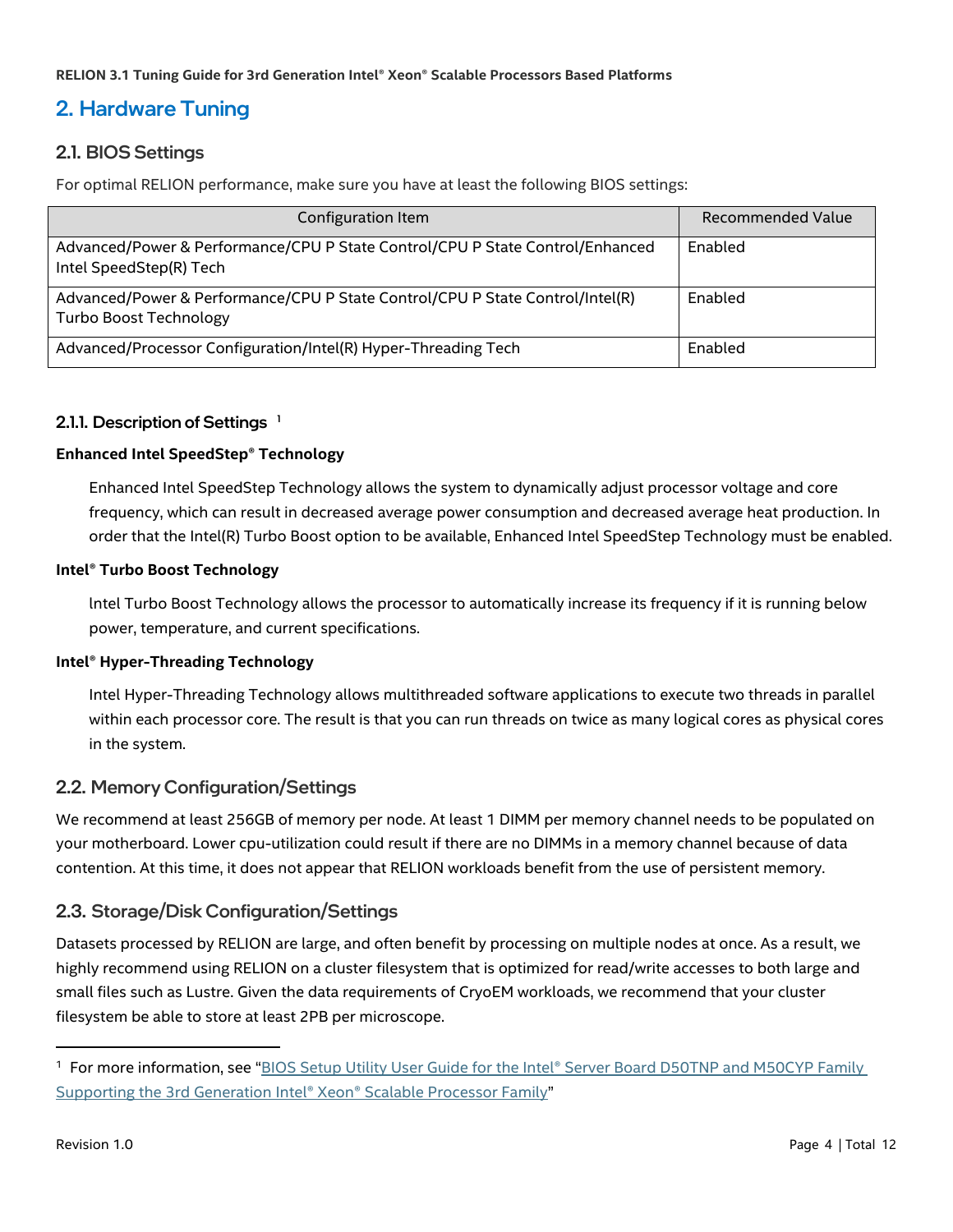# 2. Hardware Tuning

## 2.1. BIOS Settings

For optimal RELION performance, make sure you have at least the following BIOS settings:

| Configuration Item | Recommended Value |
| --- | --- |
| Advanced/Power & Performance/CPU P State Control/CPU P State Control/Enhanced Intel SpeedStep(R) Tech | Enabled |
| Advanced/Power & Performance/CPU P State Control/CPU P State Control/Intel(R) Turbo Boost Technology | Enabled |
| Advanced/Processor Configuration/Intel(R) Hyper-Threading Tech | Enabled |

### 2.1.1. Description of Settings [1]

**Enhanced Intel SpeedStep® Technology**

Enhanced Intel SpeedStep Technology allows the system to dynamically adjust processor voltage and core frequency, which can result in decreased average power consumption and decreased average heat production. In order that the Intel(R) Turbo Boost option to be available, Enhanced Intel SpeedStep Technology must be enabled.

**Intel® Turbo Boost Technology**

lntel Turbo Boost Technology allows the processor to automatically increase its frequency if it is running below power, temperature, and current specifications.

**Intel® Hyper-Threading Technology**

Intel Hyper-Threading Technology allows multithreaded software applications to execute two threads in parallel within each processor core. The result is that you can run threads on twice as many logical cores as physical cores in the system.

## 2.2. Memory Configuration/Settings

We recommend at least 256GB of memory per node. At least 1 DIMM per memory channel needs to be populated on your motherboard. Lower cpu-utilization could result if there are no DIMMs in a memory channel because of data contention. At this time, it does not appear that RELION workloads benefit from the use of persistent memory.

## 2.3. Storage/Disk Configuration/Settings

Datasets processed by RELION are large, and often benefit by processing on multiple nodes at once. As a result, we highly recommend using RELION on a cluster filesystem that is optimized for read/write accesses to both large and small files such as Lustre. Given the data requirements of CryoEM workloads, we recommend that your cluster filesystem be able to store at least 2PB per microscope.

---

[1] For more information, see "BIOS Setup Utility User Guide for the Intel® Server Board D50TNP and M50CYP Family Supporting the 3rd Generation Intel® Xeon® Scalable Processor Family"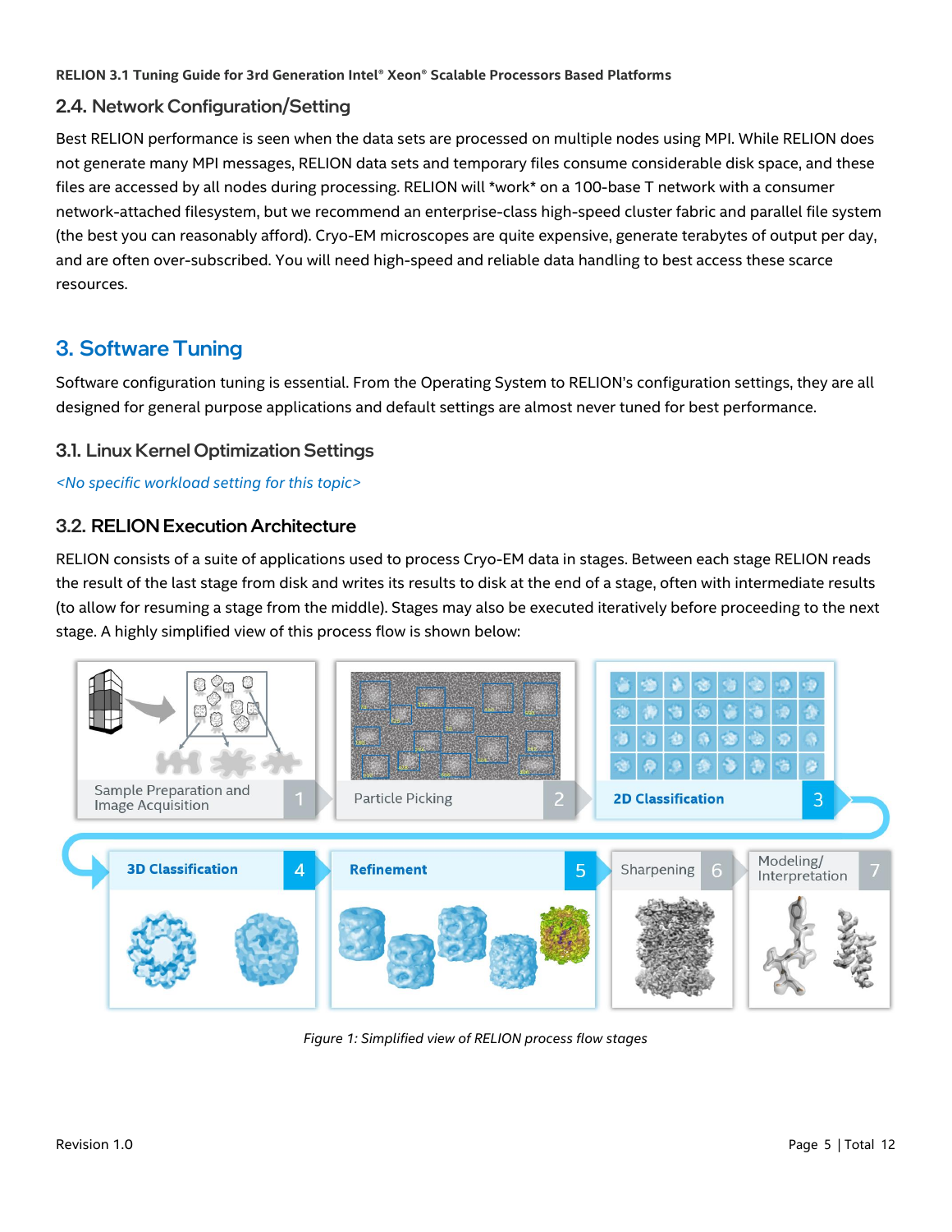## 2.4. Network Configuration/Setting

Best RELION performance is seen when the data sets are processed on multiple nodes using MPI. While RELION does not generate many MPI messages, RELION data sets and temporary files consume considerable disk space, and these files are accessed by all nodes during processing. RELION will *work* on a 100-base T network with a consumer network-attached filesystem, but we recommend an enterprise-class high-speed cluster fabric and parallel file system (the best you can reasonably afford). Cryo-EM microscopes are quite expensive, generate terabytes of output per day, and are often over-subscribed. You will need high-speed and reliable data handling to best access these scarce resources.

# 3. Software Tuning

Software configuration tuning is essential. From the Operating System to RELION's configuration settings, they are all designed for general purpose applications and default settings are almost never tuned for best performance.

## 3.1. Linux Kernel Optimization Settings

*<No specific workload setting for this topic>*

## 3.2. RELION Execution Architecture

RELION consists of a suite of applications used to process Cryo-EM data in stages. Between each stage RELION reads the result of the last stage from disk and writes its results to disk at the end of a stage, often with intermediate results (to allow for resuming a stage from the middle). Stages may also be executed iteratively before proceeding to the next stage. A highly simplified view of this process flow is shown below:

1. Sample Preparation and Image Acquisition
2. Particle Picking
3. **2D Classification**
4. **3D Classification**
5. **Refinement**
6. Sharpening
7. Modeling/ Interpretation

*Figure 1: Simplified view of RELION process flow stages*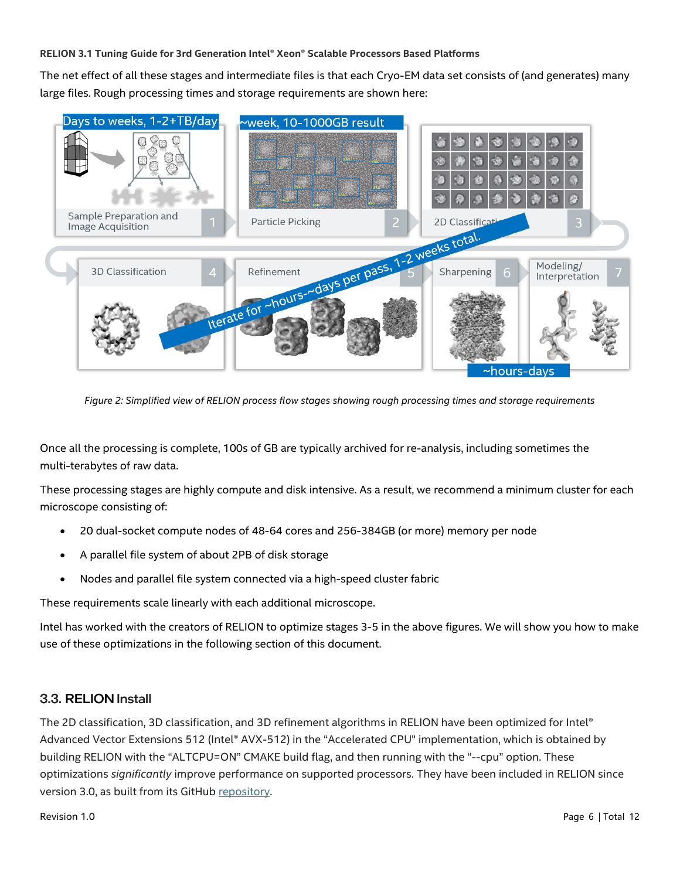The net effect of all these stages and intermediate files is that each Cryo-EM data set consists of (and generates) many large files. Rough processing times and storage requirements are shown here:

*Figure 2: Simplified view of RELION process flow stages showing rough processing times and storage requirements*

Once all the processing is complete, 100s of GB are typically archived for re-analysis, including sometimes the multi-terabytes of raw data.

These processing stages are highly compute and disk intensive. As a result, we recommend a minimum cluster for each microscope consisting of:

- 20 dual-socket compute nodes of 48-64 cores and 256-384GB (or more) memory per node
- A parallel file system of about 2PB of disk storage
- Nodes and parallel file system connected via a high-speed cluster fabric

These requirements scale linearly with each additional microscope.

Intel has worked with the creators of RELION to optimize stages 3-5 in the above figures. We will show you how to make use of these optimizations in the following section of this document.

## 3.3. RELION Install

The 2D classification, 3D classification, and 3D refinement algorithms in RELION have been optimized for Intel® Advanced Vector Extensions 512 (Intel® AVX-512) in the "Accelerated CPU" implementation, which is obtained by building RELION with the "ALTCPU=ON" CMAKE build flag, and then running with the "--cpu" option. These optimizations *significantly* improve performance on supported processors. They have been included in RELION since version 3.0, as built from its GitHub repository.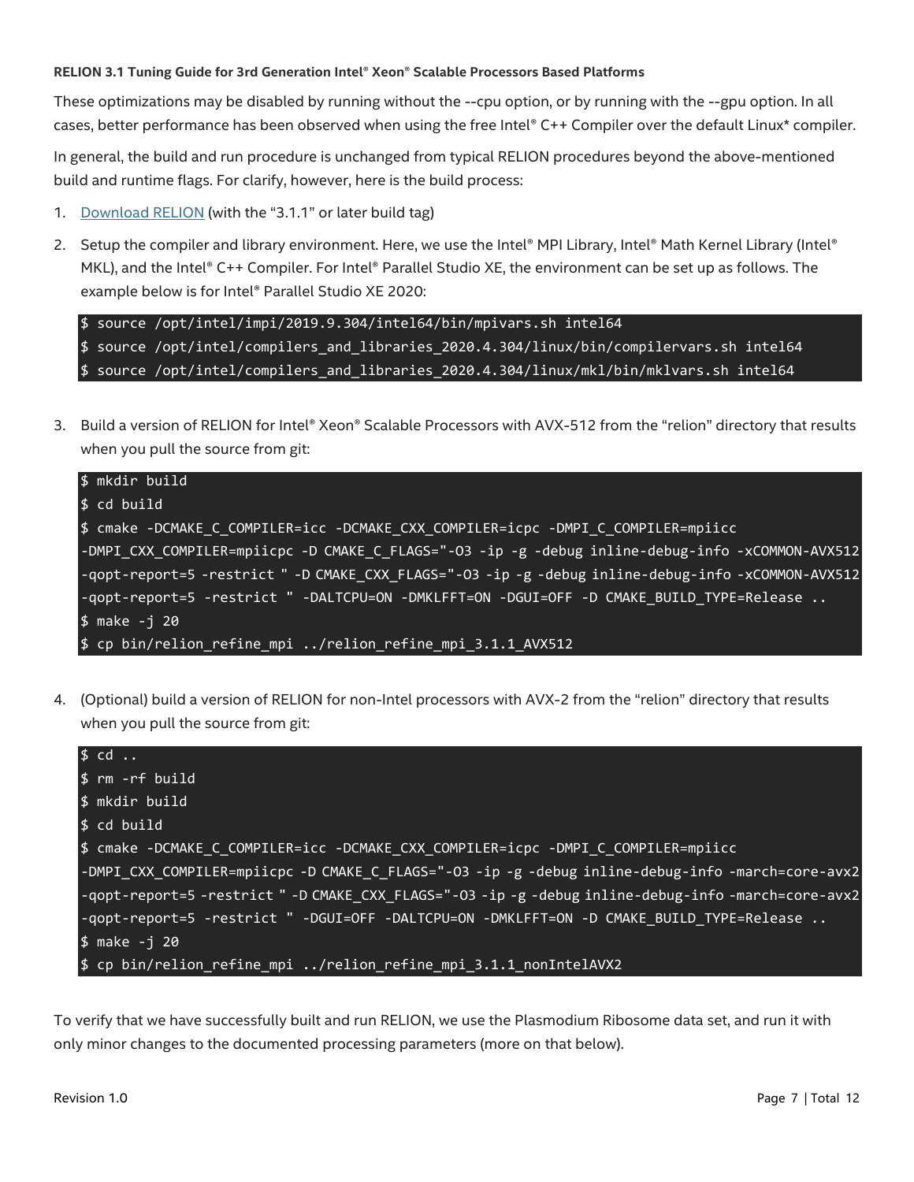These optimizations may be disabled by running without the --cpu option, or by running with the --gpu option. In all cases, better performance has been observed when using the free Intel® C++ Compiler over the default Linux* compiler.

In general, the build and run procedure is unchanged from typical RELION procedures beyond the above-mentioned build and runtime flags. For clarify, however, here is the build process:

1. Download RELION (with the "3.1.1" or later build tag)
2. Setup the compiler and library environment. Here, we use the Intel® MPI Library, Intel® Math Kernel Library (Intel® MKL), and the Intel® C++ Compiler. For Intel® Parallel Studio XE, the environment can be set up as follows. The example below is for Intel® Parallel Studio XE 2020:

```
$ source /opt/intel/impi/2019.9.304/intel64/bin/mpivars.sh intel64
$ source /opt/intel/compilers_and_libraries_2020.4.304/linux/bin/compilervars.sh intel64
$ source /opt/intel/compilers_and_libraries_2020.4.304/linux/mkl/bin/mklvars.sh intel64
```

3. Build a version of RELION for Intel® Xeon® Scalable Processors with AVX-512 from the "relion" directory that results when you pull the source from git:

```
$ mkdir build
$ cd build
$ cmake -DCMAKE_C_COMPILER=icc -DCMAKE_CXX_COMPILER=icpc -DMPI_C_COMPILER=mpiicc
-DMPI_CXX_COMPILER=mpiicpc -D CMAKE_C_FLAGS="-O3 -ip -g -debug inline-debug-info -xCOMMON-AVX512
-qopt-report=5 -restrict " -D CMAKE_CXX_FLAGS="-O3 -ip -g -debug inline-debug-info -xCOMMON-AVX512
-qopt-report=5 -restrict " -DALTCPU=ON -DMKLFFT=ON -DGUI=OFF -D CMAKE_BUILD_TYPE=Release ..
$ make -j 20
$ cp bin/relion_refine_mpi ../relion_refine_mpi_3.1.1_AVX512
```

4. (Optional) build a version of RELION for non-Intel processors with AVX-2 from the "relion" directory that results when you pull the source from git:

```
$ cd ..
$ rm -rf build
$ mkdir build
$ cd build
$ cmake -DCMAKE_C_COMPILER=icc -DCMAKE_CXX_COMPILER=icpc -DMPI_C_COMPILER=mpiicc
-DMPI_CXX_COMPILER=mpiicpc -D CMAKE_C_FLAGS="-O3 -ip -g -debug inline-debug-info -march=core-avx2
-qopt-report=5 -restrict " -D CMAKE_CXX_FLAGS="-O3 -ip -g -debug inline-debug-info -march=core-avx2
-qopt-report=5 -restrict " -DGUI=OFF -DALTCPU=ON -DMKLFFT=ON -D CMAKE_BUILD_TYPE=Release ..
$ make -j 20
$ cp bin/relion_refine_mpi ../relion_refine_mpi_3.1.1_nonIntelAVX2
```

To verify that we have successfully built and run RELION, we use the Plasmodium Ribosome data set, and run it with only minor changes to the documented processing parameters (more on that below).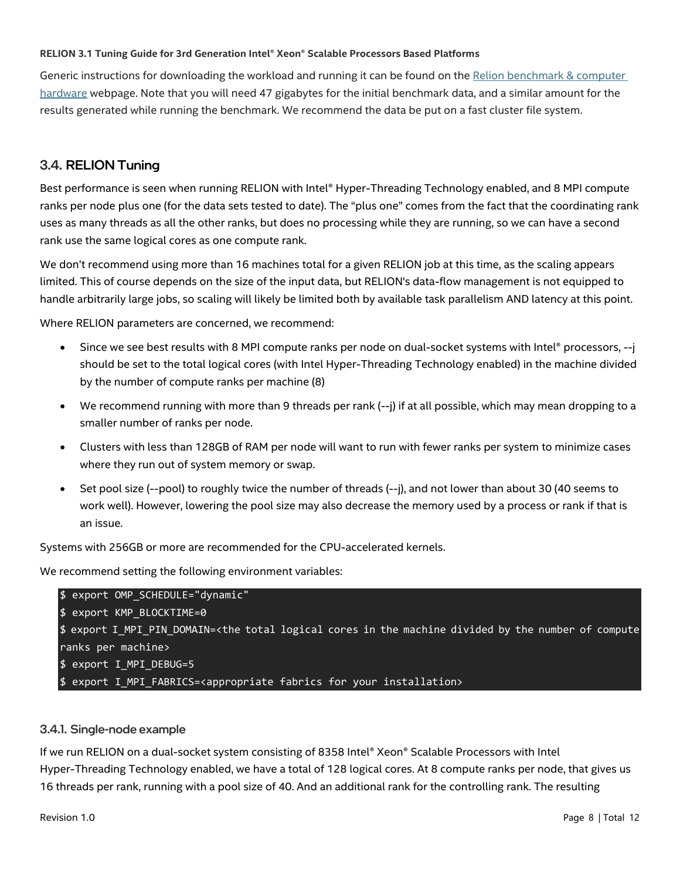Generic instructions for downloading the workload and running it can be found on the [Relion benchmark & computer hardware]() webpage. Note that you will need 47 gigabytes for the initial benchmark data, and a similar amount for the results generated while running the benchmark. We recommend the data be put on a fast cluster file system.

## 3.4. RELION Tuning

Best performance is seen when running RELION with Intel® Hyper-Threading Technology enabled, and 8 MPI compute ranks per node plus one (for the data sets tested to date). The "plus one" comes from the fact that the coordinating rank uses as many threads as all the other ranks, but does no processing while they are running, so we can have a second rank use the same logical cores as one compute rank.

We don't recommend using more than 16 machines total for a given RELION job at this time, as the scaling appears limited. This of course depends on the size of the input data, but RELION's data-flow management is not equipped to handle arbitrarily large jobs, so scaling will likely be limited both by available task parallelism AND latency at this point.

Where RELION parameters are concerned, we recommend:

- Since we see best results with 8 MPI compute ranks per node on dual-socket systems with Intel® processors, --j should be set to the total logical cores (with Intel Hyper-Threading Technology enabled) in the machine divided by the number of compute ranks per machine (8)
- We recommend running with more than 9 threads per rank (--j) if at all possible, which may mean dropping to a smaller number of ranks per node.
- Clusters with less than 128GB of RAM per node will want to run with fewer ranks per system to minimize cases where they run out of system memory or swap.
- Set pool size (--pool) to roughly twice the number of threads (--j), and not lower than about 30 (40 seems to work well). However, lowering the pool size may also decrease the memory used by a process or rank if that is an issue.

Systems with 256GB or more are recommended for the CPU-accelerated kernels.

We recommend setting the following environment variables:

```
$ export OMP_SCHEDULE="dynamic"
$ export KMP_BLOCKTIME=0
$ export I_MPI_PIN_DOMAIN=<the total logical cores in the machine divided by the number of compute ranks per machine>
$ export I_MPI_DEBUG=5
$ export I_MPI_FABRICS=<appropriate fabrics for your installation>
```

### 3.4.1. Single-node example

If we run RELION on a dual-socket system consisting of 8358 Intel® Xeon® Scalable Processors with Intel Hyper-Threading Technology enabled, we have a total of 128 logical cores. At 8 compute ranks per node, that gives us 16 threads per rank, running with a pool size of 40. And an additional rank for the controlling rank. The resulting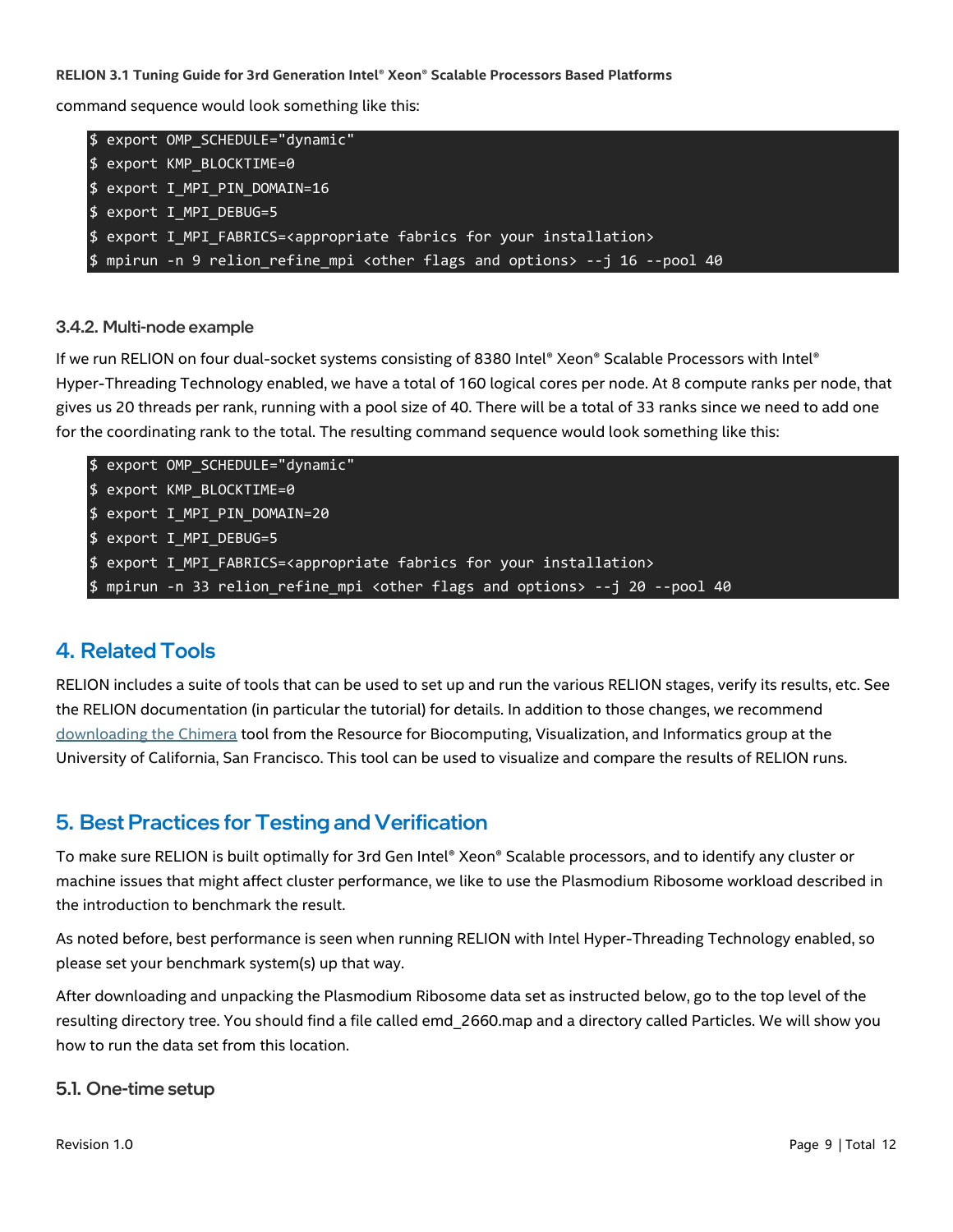command sequence would look something like this:

```
$ export OMP_SCHEDULE="dynamic"
$ export KMP_BLOCKTIME=0
$ export I_MPI_PIN_DOMAIN=16
$ export I_MPI_DEBUG=5
$ export I_MPI_FABRICS=<appropriate fabrics for your installation>
$ mpirun -n 9 relion_refine_mpi <other flags and options> --j 16 --pool 40
```

### 3.4.2. Multi-node example

If we run RELION on four dual-socket systems consisting of 8380 Intel® Xeon® Scalable Processors with Intel® Hyper-Threading Technology enabled, we have a total of 160 logical cores per node. At 8 compute ranks per node, that gives us 20 threads per rank, running with a pool size of 40. There will be a total of 33 ranks since we need to add one for the coordinating rank to the total. The resulting command sequence would look something like this:

```
$ export OMP_SCHEDULE="dynamic"
$ export KMP_BLOCKTIME=0
$ export I_MPI_PIN_DOMAIN=20
$ export I_MPI_DEBUG=5
$ export I_MPI_FABRICS=<appropriate fabrics for your installation>
$ mpirun -n 33 relion_refine_mpi <other flags and options> --j 20 --pool 40
```

## 4. Related Tools

RELION includes a suite of tools that can be used to set up and run the various RELION stages, verify its results, etc. See the RELION documentation (in particular the tutorial) for details. In addition to those changes, we recommend downloading the Chimera tool from the Resource for Biocomputing, Visualization, and Informatics group at the University of California, San Francisco. This tool can be used to visualize and compare the results of RELION runs.

## 5. Best Practices for Testing and Verification

To make sure RELION is built optimally for 3rd Gen Intel® Xeon® Scalable processors, and to identify any cluster or machine issues that might affect cluster performance, we like to use the Plasmodium Ribosome workload described in the introduction to benchmark the result.

As noted before, best performance is seen when running RELION with Intel Hyper-Threading Technology enabled, so please set your benchmark system(s) up that way.

After downloading and unpacking the Plasmodium Ribosome data set as instructed below, go to the top level of the resulting directory tree. You should find a file called emd_2660.map and a directory called Particles. We will show you how to run the data set from this location.

### 5.1. One-time setup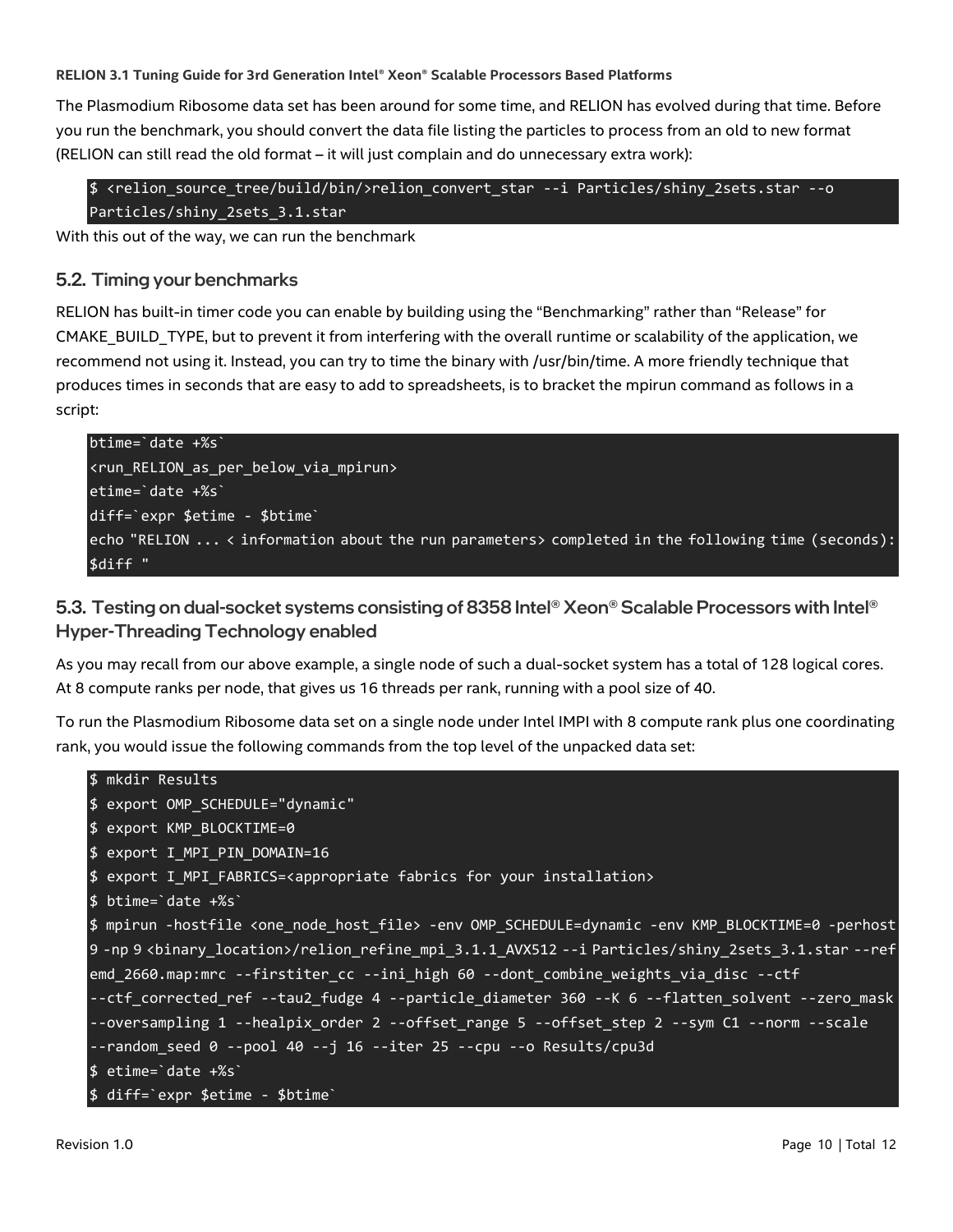The Plasmodium Ribosome data set has been around for some time, and RELION has evolved during that time. Before you run the benchmark, you should convert the data file listing the particles to process from an old to new format (RELION can still read the old format – it will just complain and do unnecessary extra work):

```
$ <relion_source_tree/build/bin/>relion_convert_star --i Particles/shiny_2sets.star --o Particles/shiny_2sets_3.1.star
```

With this out of the way, we can run the benchmark

## 5.2. Timing your benchmarks

RELION has built-in timer code you can enable by building using the "Benchmarking" rather than "Release" for CMAKE_BUILD_TYPE, but to prevent it from interfering with the overall runtime or scalability of the application, we recommend not using it. Instead, you can try to time the binary with /usr/bin/time. A more friendly technique that produces times in seconds that are easy to add to spreadsheets, is to bracket the mpirun command as follows in a script:

```
btime=`date +%s`
<run_RELION_as_per_below_via_mpirun>
etime=`date +%s`
diff=`expr $etime - $btime`
echo "RELION ... < information about the run parameters> completed in the following time (seconds): $diff "
```

## 5.3. Testing on dual-socket systems consisting of 8358 Intel® Xeon® Scalable Processors with Intel® Hyper-Threading Technology enabled

As you may recall from our above example, a single node of such a dual-socket system has a total of 128 logical cores. At 8 compute ranks per node, that gives us 16 threads per rank, running with a pool size of 40.

To run the Plasmodium Ribosome data set on a single node under Intel IMPI with 8 compute rank plus one coordinating rank, you would issue the following commands from the top level of the unpacked data set:

```
$ mkdir Results
$ export OMP_SCHEDULE="dynamic"
$ export KMP_BLOCKTIME=0
$ export I_MPI_PIN_DOMAIN=16
$ export I_MPI_FABRICS=<appropriate fabrics for your installation>
$ btime=`date +%s`
$ mpirun -hostfile <one_node_host_file> -env OMP_SCHEDULE=dynamic -env KMP_BLOCKTIME=0 -perhost 9 -np 9 <binary_location>/relion_refine_mpi_3.1.1_AVX512 --i Particles/shiny_2sets_3.1.star --ref emd_2660.map:mrc --firstiter_cc --ini_high 60 --dont_combine_weights_via_disc --ctf --ctf_corrected_ref --tau2_fudge 4 --particle_diameter 360 --K 6 --flatten_solvent --zero_mask --oversampling 1 --healpix_order 2 --offset_range 5 --offset_step 2 --sym C1 --norm --scale --random_seed 0 --pool 40 --j 16 --iter 25 --cpu --o Results/cpu3d
$ etime=`date +%s`
$ diff=`expr $etime - $btime`
```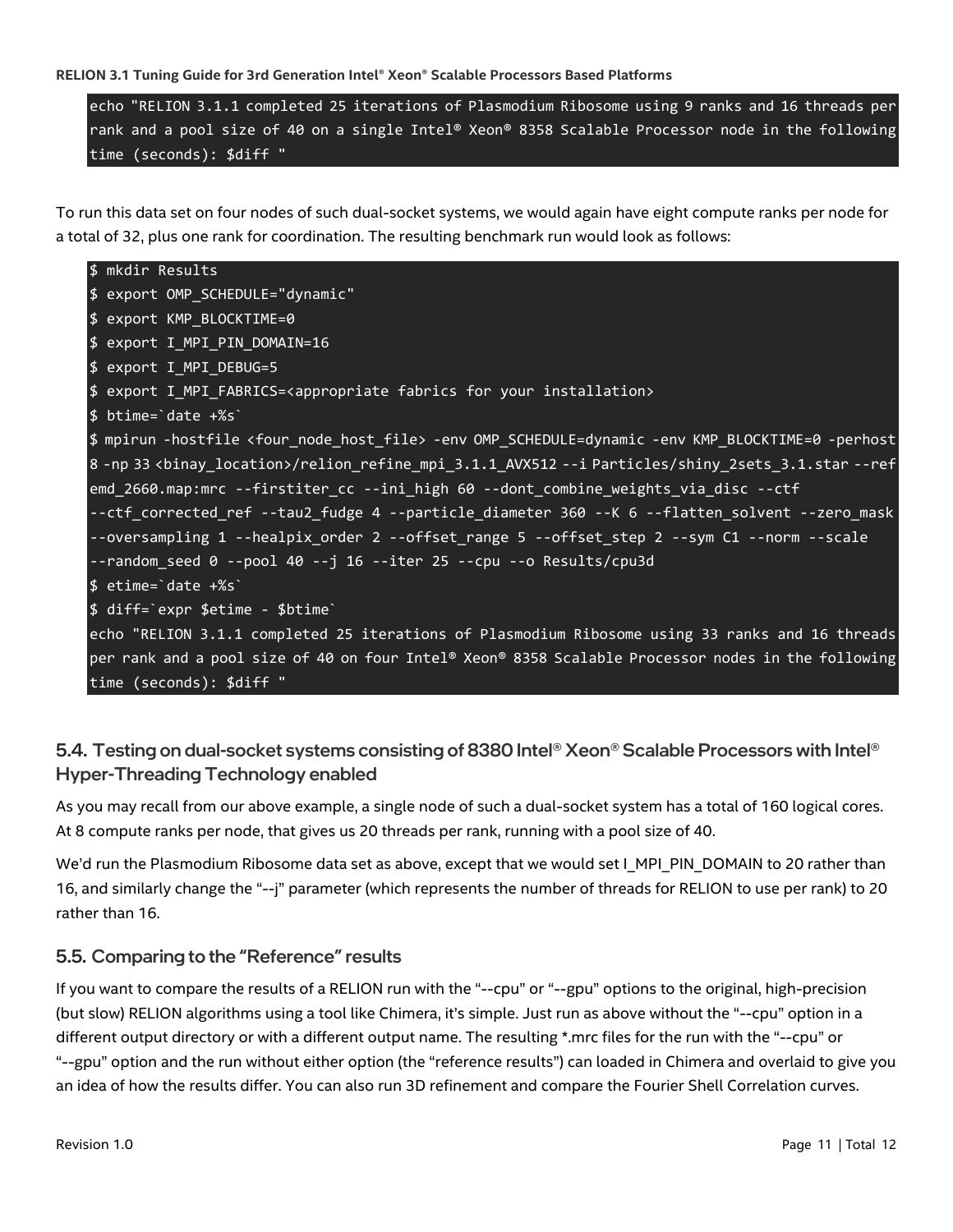```
echo "RELION 3.1.1 completed 25 iterations of Plasmodium Ribosome using 9 ranks and 16 threads per rank and a pool size of 40 on a single Intel® Xeon® 8358 Scalable Processor node in the following time (seconds): $diff "
```

To run this data set on four nodes of such dual-socket systems, we would again have eight compute ranks per node for a total of 32, plus one rank for coordination. The resulting benchmark run would look as follows:

```
$ mkdir Results
$ export OMP_SCHEDULE="dynamic"
$ export KMP_BLOCKTIME=0
$ export I_MPI_PIN_DOMAIN=16
$ export I_MPI_DEBUG=5
$ export I_MPI_FABRICS=<appropriate fabrics for your installation>
$ btime=`date +%s`
$ mpirun -hostfile <four_node_host_file> -env OMP_SCHEDULE=dynamic -env KMP_BLOCKTIME=0 -perhost 8 -np 33 <binay_location>/relion_refine_mpi_3.1.1_AVX512 --i Particles/shiny_2sets_3.1.star --ref emd_2660.map:mrc --firstiter_cc --ini_high 60 --dont_combine_weights_via_disc --ctf --ctf_corrected_ref --tau2_fudge 4 --particle_diameter 360 --K 6 --flatten_solvent --zero_mask --oversampling 1 --healpix_order 2 --offset_range 5 --offset_step 2 --sym C1 --norm --scale --random_seed 0 --pool 40 --j 16 --iter 25 --cpu --o Results/cpu3d
$ etime=`date +%s`
$ diff=`expr $etime - $btime`
echo "RELION 3.1.1 completed 25 iterations of Plasmodium Ribosome using 33 ranks and 16 threads per rank and a pool size of 40 on four Intel® Xeon® 8358 Scalable Processor nodes in the following time (seconds): $diff "
```

## 5.4. Testing on dual-socket systems consisting of 8380 Intel® Xeon® Scalable Processors with Intel® Hyper-Threading Technology enabled

As you may recall from our above example, a single node of such a dual-socket system has a total of 160 logical cores. At 8 compute ranks per node, that gives us 20 threads per rank, running with a pool size of 40.

We'd run the Plasmodium Ribosome data set as above, except that we would set I_MPI_PIN_DOMAIN to 20 rather than 16, and similarly change the "--j" parameter (which represents the number of threads for RELION to use per rank) to 20 rather than 16.

## 5.5. Comparing to the "Reference" results

If you want to compare the results of a RELION run with the "--cpu" or "--gpu" options to the original, high-precision (but slow) RELION algorithms using a tool like Chimera, it's simple. Just run as above without the "--cpu" option in a different output directory or with a different output name. The resulting *.mrc files for the run with the "--cpu" or "--gpu" option and the run without either option (the "reference results") can loaded in Chimera and overlaid to give you an idea of how the results differ. You can also run 3D refinement and compare the Fourier Shell Correlation curves.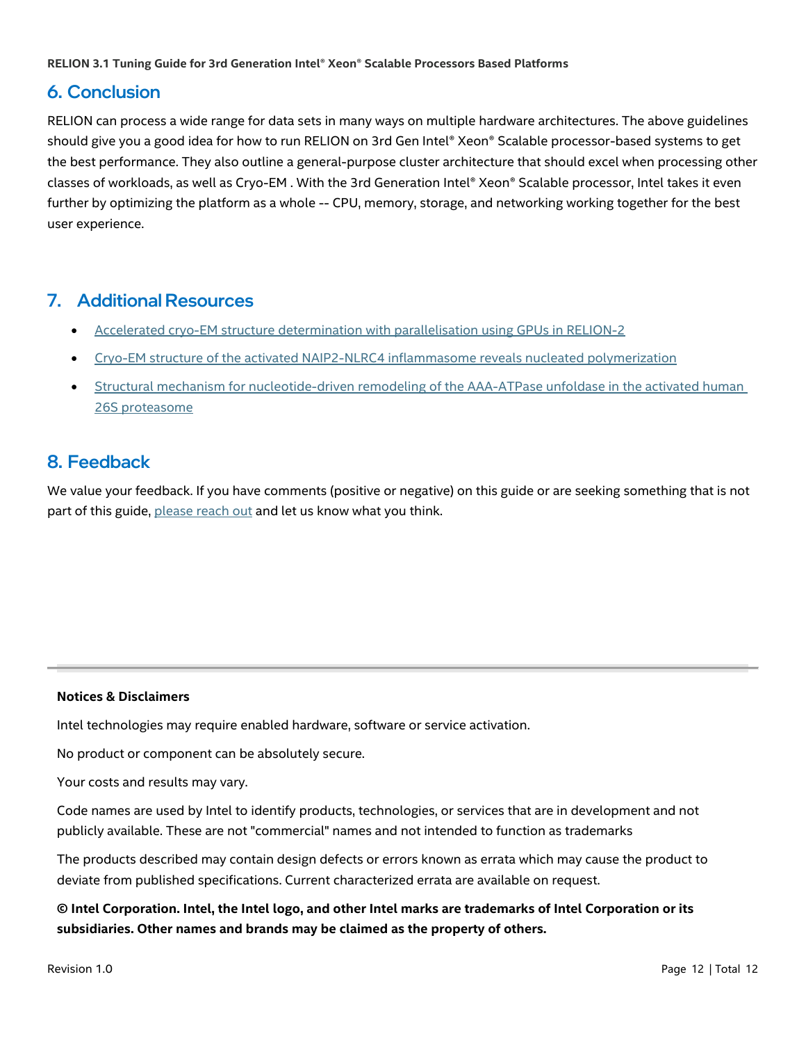## 6. Conclusion

RELION can process a wide range for data sets in many ways on multiple hardware architectures. The above guidelines should give you a good idea for how to run RELION on 3rd Gen Intel® Xeon® Scalable processor-based systems to get the best performance. They also outline a general-purpose cluster architecture that should excel when processing other classes of workloads, as well as Cryo-EM . With the 3rd Generation Intel® Xeon® Scalable processor, Intel takes it even further by optimizing the platform as a whole -- CPU, memory, storage, and networking working together for the best user experience.

## 7. Additional Resources

- Accelerated cryo-EM structure determination with parallelisation using GPUs in RELION-2
- Cryo-EM structure of the activated NAIP2-NLRC4 inflammasome reveals nucleated polymerization
- Structural mechanism for nucleotide-driven remodeling of the AAA-ATPase unfoldase in the activated human 26S proteasome

## 8. Feedback

We value your feedback. If you have comments (positive or negative) on this guide or are seeking something that is not part of this guide, please reach out and let us know what you think.

---

**Notices & Disclaimers**

Intel technologies may require enabled hardware, software or service activation.

No product or component can be absolutely secure.

Your costs and results may vary.

Code names are used by Intel to identify products, technologies, or services that are in development and not publicly available. These are not "commercial" names and not intended to function as trademarks

The products described may contain design defects or errors known as errata which may cause the product to deviate from published specifications. Current characterized errata are available on request.

**© Intel Corporation. Intel, the Intel logo, and other Intel marks are trademarks of Intel Corporation or its subsidiaries. Other names and brands may be claimed as the property of others.**

Revision 1.0